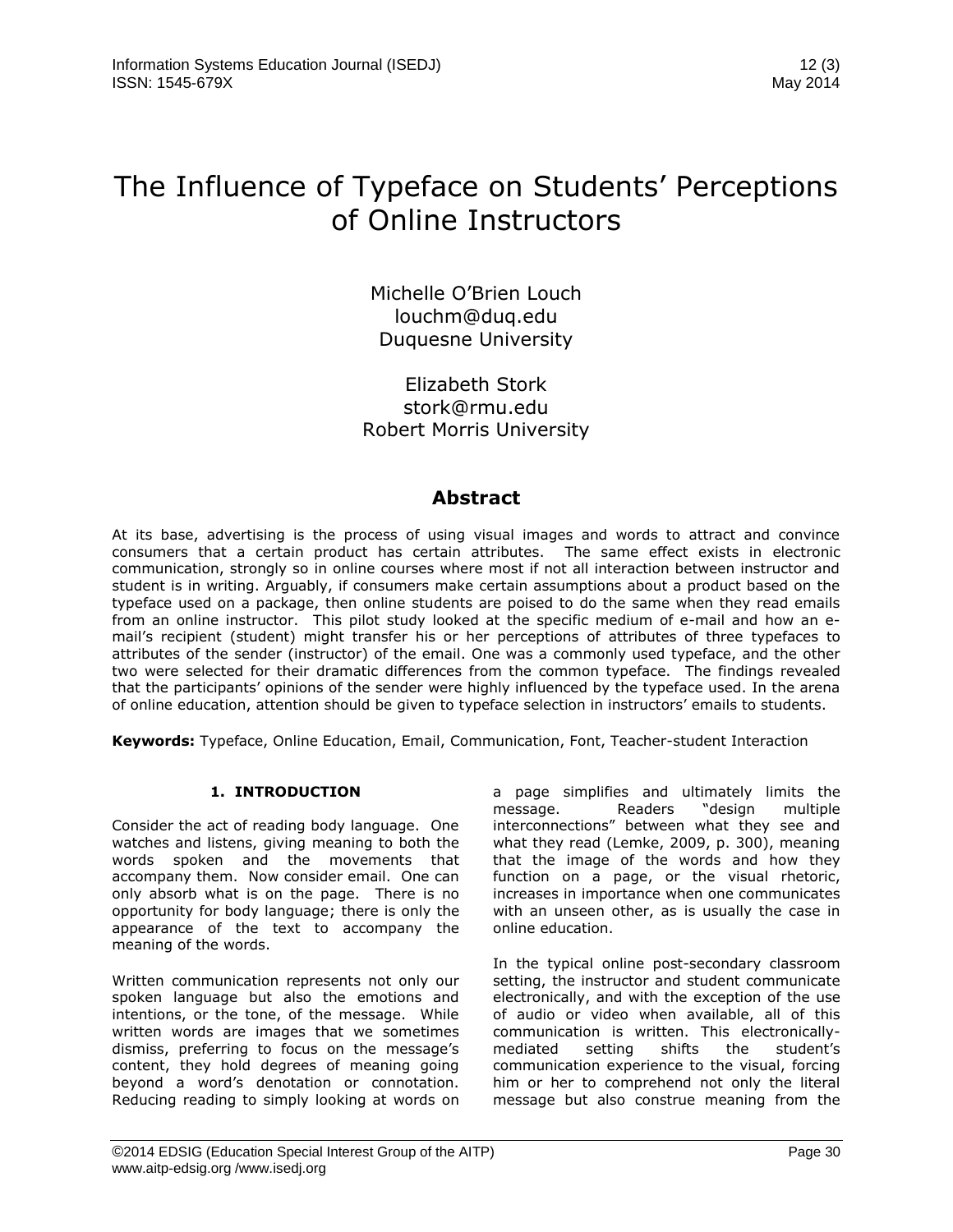# The Influence of Typeface on Students' Perceptions of Online Instructors

Michelle O'Brien Louch
louchm@duq.edu
Duquesne University

Elizabeth Stork
stork@rmu.edu
Robert Morris University

## Abstract

At its base, advertising is the process of using visual images and words to attract and convince consumers that a certain product has certain attributes. The same effect exists in electronic communication, strongly so in online courses where most if not all interaction between instructor and student is in writing. Arguably, if consumers make certain assumptions about a product based on the typeface used on a package, then online students are poised to do the same when they read emails from an online instructor. This pilot study looked at the specific medium of e-mail and how an e-mail's recipient (student) might transfer his or her perceptions of attributes of three typefaces to attributes of the sender (instructor) of the email. One was a commonly used typeface, and the other two were selected for their dramatic differences from the common typeface. The findings revealed that the participants' opinions of the sender were highly influenced by the typeface used. In the arena of online education, attention should be given to typeface selection in instructors' emails to students.

**Keywords:** Typeface, Online Education, Email, Communication, Font, Teacher-student Interaction

## 1. INTRODUCTION

Consider the act of reading body language. One watches and listens, giving meaning to both the words spoken and the movements that accompany them. Now consider email. One can only absorb what is on the page. There is no opportunity for body language; there is only the appearance of the text to accompany the meaning of the words.

Written communication represents not only our spoken language but also the emotions and intentions, or the tone, of the message. While written words are images that we sometimes dismiss, preferring to focus on the message's content, they hold degrees of meaning going beyond a word's denotation or connotation. Reducing reading to simply looking at words on a page simplifies and ultimately limits the message. Readers "design multiple interconnections" between what they see and what they read (Lemke, 2009, p. 300), meaning that the image of the words and how they function on a page, or the visual rhetoric, increases in importance when one communicates with an unseen other, as is usually the case in online education.

In the typical online post-secondary classroom setting, the instructor and student communicate electronically, and with the exception of the use of audio or video when available, all of this communication is written. This electronically-mediated setting shifts the student's communication experience to the visual, forcing him or her to comprehend not only the literal message but also construe meaning from the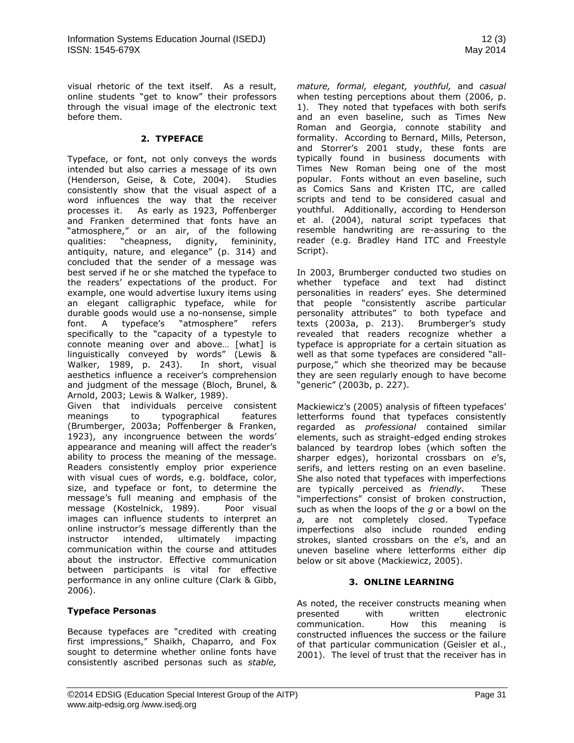visual rhetoric of the text itself. As a result, online students "get to know" their professors through the visual image of the electronic text before them.

## 2. TYPEFACE

Typeface, or font, not only conveys the words intended but also carries a message of its own (Henderson, Geise, & Cote, 2004). Studies consistently show that the visual aspect of a word influences the way that the receiver processes it. As early as 1923, Poffenberger and Franken determined that fonts have an "atmosphere," or an air, of the following qualities: "cheapness, dignity, femininity, antiquity, nature, and elegance" (p. 314) and concluded that the sender of a message was best served if he or she matched the typeface to the readers' expectations of the product. For example, one would advertise luxury items using an elegant calligraphic typeface, while for durable goods would use a no-nonsense, simple font. A typeface's "atmosphere" refers specifically to the "capacity of a typestyle to connote meaning over and above… [what] is linguistically conveyed by words" (Lewis & Walker, 1989, p. 243). In short, visual aesthetics influence a receiver's comprehension and judgment of the message (Bloch, Brunel, & Arnold, 2003; Lewis & Walker, 1989).

Given that individuals perceive consistent meanings to typographical features (Brumberger, 2003a; Poffenberger & Franken, 1923), any incongruence between the words' appearance and meaning will affect the reader's ability to process the meaning of the message. Readers consistently employ prior experience with visual cues of words, e.g. boldface, color, size, and typeface or font, to determine the message's full meaning and emphasis of the message (Kostelnick, 1989). Poor visual images can influence students to interpret an online instructor's message differently than the instructor intended, ultimately impacting communication within the course and attitudes about the instructor. Effective communication between participants is vital for effective performance in any online culture (Clark & Gibb, 2006).

### Typeface Personas

Because typefaces are "credited with creating first impressions," Shaikh, Chaparro, and Fox sought to determine whether online fonts have consistently ascribed personas such as *stable, mature, formal, elegant, youthful,* and *casual* when testing perceptions about them (2006, p. 1). They noted that typefaces with both serifs and an even baseline, such as Times New Roman and Georgia, connote stability and formality. According to Bernard, Mills, Peterson, and Storrer's 2001 study, these fonts are typically found in business documents with Times New Roman being one of the most popular. Fonts without an even baseline, such as Comics Sans and Kristen ITC, are called scripts and tend to be considered casual and youthful. Additionally, according to Henderson et al. (2004), natural script typefaces that resemble handwriting are re-assuring to the reader (e.g. Bradley Hand ITC and Freestyle Script).

In 2003, Brumberger conducted two studies on whether typeface and text had distinct personalities in readers' eyes. She determined that people "consistently ascribe particular personality attributes" to both typeface and texts (2003a, p. 213). Brumberger's study revealed that readers recognize whether a typeface is appropriate for a certain situation as well as that some typefaces are considered "all-purpose," which she theorized may be because they are seen regularly enough to have become "generic" (2003b, p. 227).

Mackiewicz's (2005) analysis of fifteen typefaces' letterforms found that typefaces consistently regarded as *professional* contained similar elements, such as straight-edged ending strokes balanced by teardrop lobes (which soften the sharper edges), horizontal crossbars on *e*'s, serifs, and letters resting on an even baseline. She also noted that typefaces with imperfections are typically perceived as *friendly*. These "imperfections" consist of broken construction, such as when the loops of the *g* or a bowl on the *a,* are not completely closed. Typeface imperfections also include rounded ending strokes, slanted crossbars on the *e*'s, and an uneven baseline where letterforms either dip below or sit above (Mackiewicz, 2005).

## 3. ONLINE LEARNING

As noted, the receiver constructs meaning when presented with written electronic communication. How this meaning is constructed influences the success or the failure of that particular communication (Geisler et al., 2001). The level of trust that the receiver has in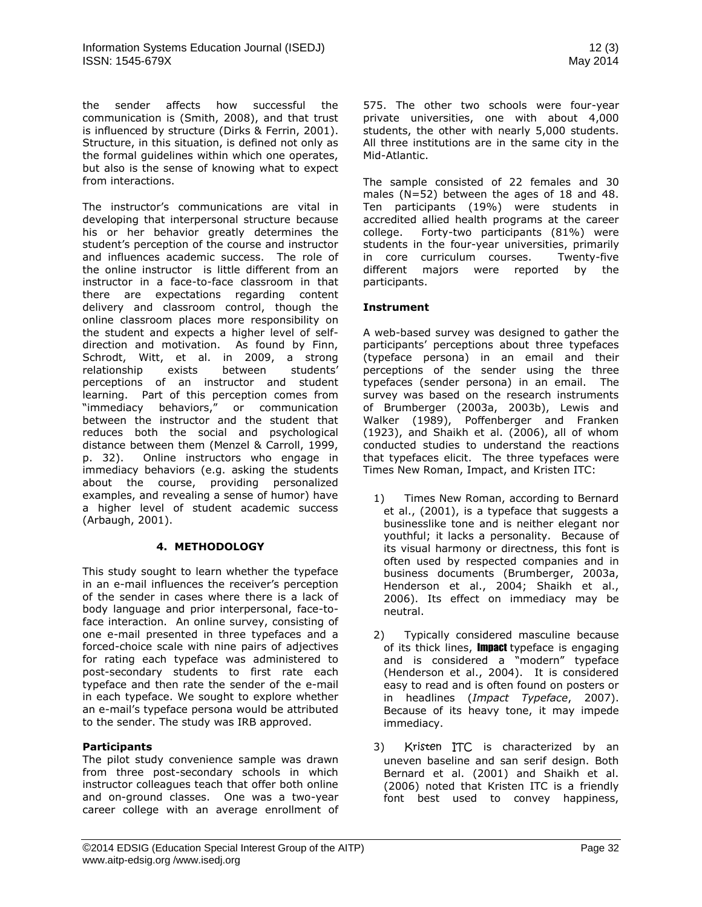the sender affects how successful the communication is (Smith, 2008), and that trust is influenced by structure (Dirks & Ferrin, 2001). Structure, in this situation, is defined not only as the formal guidelines within which one operates, but also is the sense of knowing what to expect from interactions.

The instructor's communications are vital in developing that interpersonal structure because his or her behavior greatly determines the student's perception of the course and instructor and influences academic success. The role of the online instructor is little different from an instructor in a face-to-face classroom in that there are expectations regarding content delivery and classroom control, though the online classroom places more responsibility on the student and expects a higher level of self-direction and motivation. As found by Finn, Schrodt, Witt, et al. in 2009, a strong relationship exists between students' perceptions of an instructor and student learning. Part of this perception comes from "immediacy behaviors," or communication between the instructor and the student that reduces both the social and psychological distance between them (Menzel & Carroll, 1999, p. 32). Online instructors who engage in immediacy behaviors (e.g. asking the students about the course, providing personalized examples, and revealing a sense of humor) have a higher level of student academic success (Arbaugh, 2001).

## 4. METHODOLOGY

This study sought to learn whether the typeface in an e-mail influences the receiver's perception of the sender in cases where there is a lack of body language and prior interpersonal, face-to-face interaction. An online survey, consisting of one e-mail presented in three typefaces and a forced-choice scale with nine pairs of adjectives for rating each typeface was administered to post-secondary students to first rate each typeface and then rate the sender of the e-mail in each typeface. We sought to explore whether an e-mail's typeface persona would be attributed to the sender. The study was IRB approved.

### Participants

The pilot study convenience sample was drawn from three post-secondary schools in which instructor colleagues teach that offer both online and on-ground classes. One was a two-year career college with an average enrollment of 575. The other two schools were four-year private universities, one with about 4,000 students, the other with nearly 5,000 students. All three institutions are in the same city in the Mid-Atlantic.

The sample consisted of 22 females and 30 males (N=52) between the ages of 18 and 48. Ten participants (19%) were students in accredited allied health programs at the career college. Forty-two participants (81%) were students in the four-year universities, primarily in core curriculum courses. Twenty-five different majors were reported by the participants.

### Instrument

A web-based survey was designed to gather the participants' perceptions about three typefaces (typeface persona) in an email and their perceptions of the sender using the three typefaces (sender persona) in an email. The survey was based on the research instruments of Brumberger (2003a, 2003b), Lewis and Walker (1989), Poffenberger and Franken (1923), and Shaikh et al. (2006), all of whom conducted studies to understand the reactions that typefaces elicit. The three typefaces were Times New Roman, Impact, and Kristen ITC:

1) Times New Roman, according to Bernard et al., (2001), is a typeface that suggests a businesslike tone and is neither elegant nor youthful; it lacks a personality. Because of its visual harmony or directness, this font is often used by respected companies and in business documents (Brumberger, 2003a, Henderson et al., 2004; Shaikh et al., 2006). Its effect on immediacy may be neutral.

2) Typically considered masculine because of its thick lines, **Impact** typeface is engaging and is considered a "modern" typeface (Henderson et al., 2004). It is considered easy to read and is often found on posters or in headlines (*Impact Typeface*, 2007). Because of its heavy tone, it may impede immediacy.

3) Kristen ITC is characterized by an uneven baseline and san serif design. Both Bernard et al. (2001) and Shaikh et al. (2006) noted that Kristen ITC is a friendly font best used to convey happiness,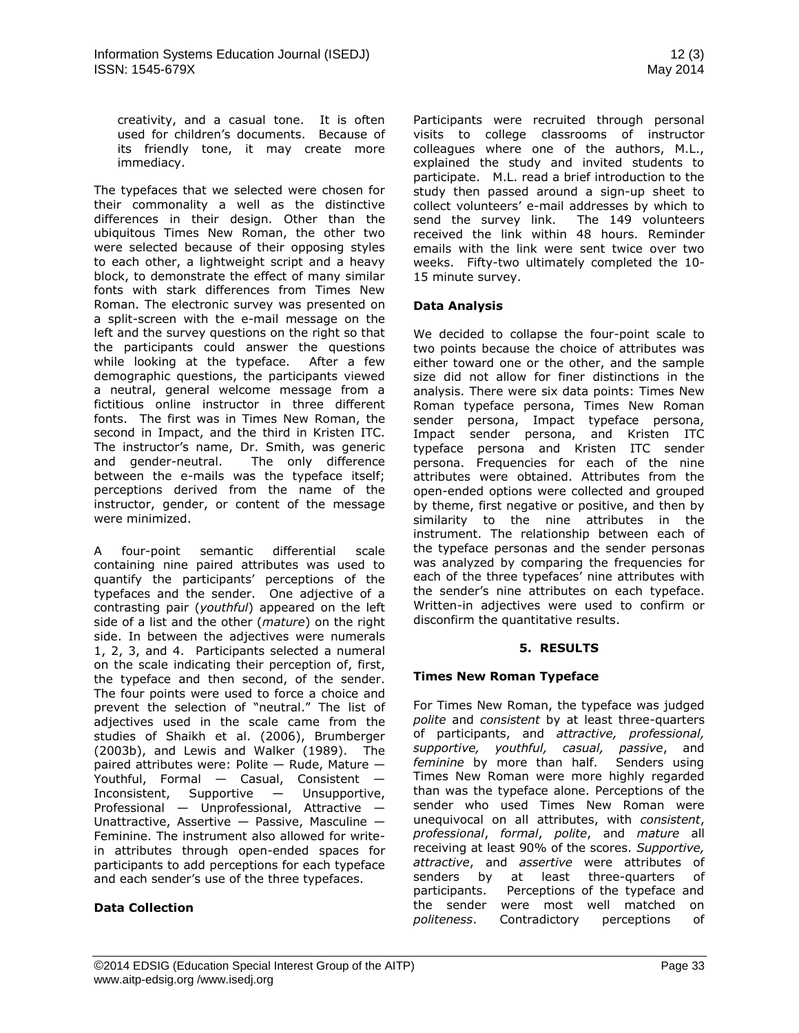creativity, and a casual tone. It is often used for children's documents. Because of its friendly tone, it may create more immediacy.

The typefaces that we selected were chosen for their commonality a well as the distinctive differences in their design. Other than the ubiquitous Times New Roman, the other two were selected because of their opposing styles to each other, a lightweight script and a heavy block, to demonstrate the effect of many similar fonts with stark differences from Times New Roman. The electronic survey was presented on a split-screen with the e-mail message on the left and the survey questions on the right so that the participants could answer the questions while looking at the typeface. After a few demographic questions, the participants viewed a neutral, general welcome message from a fictitious online instructor in three different fonts. The first was in Times New Roman, the second in Impact, and the third in Kristen ITC. The instructor's name, Dr. Smith, was generic and gender-neutral. The only difference between the e-mails was the typeface itself; perceptions derived from the name of the instructor, gender, or content of the message were minimized.

A four-point semantic differential scale containing nine paired attributes was used to quantify the participants' perceptions of the typefaces and the sender. One adjective of a contrasting pair (*youthful*) appeared on the left side of a list and the other (*mature*) on the right side. In between the adjectives were numerals 1, 2, 3, and 4. Participants selected a numeral on the scale indicating their perception of, first, the typeface and then second, of the sender. The four points were used to force a choice and prevent the selection of "neutral." The list of adjectives used in the scale came from the studies of Shaikh et al. (2006), Brumberger (2003b), and Lewis and Walker (1989). The paired attributes were: Polite — Rude, Mature — Youthful, Formal — Casual, Consistent — Inconsistent, Supportive — Unsupportive, Professional — Unprofessional, Attractive — Unattractive, Assertive — Passive, Masculine — Feminine. The instrument also allowed for write-in attributes through open-ended spaces for participants to add perceptions for each typeface and each sender's use of the three typefaces.

**Data Collection**

Participants were recruited through personal visits to college classrooms of instructor colleagues where one of the authors, M.L., explained the study and invited students to participate. M.L. read a brief introduction to the study then passed around a sign-up sheet to collect volunteers' e-mail addresses by which to send the survey link. The 149 volunteers received the link within 48 hours. Reminder emails with the link were sent twice over two weeks. Fifty-two ultimately completed the 10-15 minute survey.

**Data Analysis**

We decided to collapse the four-point scale to two points because the choice of attributes was either toward one or the other, and the sample size did not allow for finer distinctions in the analysis. There were six data points: Times New Roman typeface persona, Times New Roman sender persona, Impact typeface persona, Impact sender persona, and Kristen ITC typeface persona and Kristen ITC sender persona. Frequencies for each of the nine attributes were obtained. Attributes from the open-ended options were collected and grouped by theme, first negative or positive, and then by similarity to the nine attributes in the instrument. The relationship between each of the typeface personas and the sender personas was analyzed by comparing the frequencies for each of the three typefaces' nine attributes with the sender's nine attributes on each typeface. Written-in adjectives were used to confirm or disconfirm the quantitative results.

## 5. RESULTS

**Times New Roman Typeface**

For Times New Roman, the typeface was judged *polite* and *consistent* by at least three-quarters of participants, and *attractive, professional, supportive, youthful, casual, passive*, and *feminine* by more than half. Senders using Times New Roman were more highly regarded than was the typeface alone. Perceptions of the sender who used Times New Roman were unequivocal on all attributes, with *consistent*, *professional*, *formal*, *polite*, and *mature* all receiving at least 90% of the scores. *Supportive, attractive*, and *assertive* were attributes of senders by at least three-quarters of participants. Perceptions of the typeface and the sender were most well matched on *politeness*. Contradictory perceptions of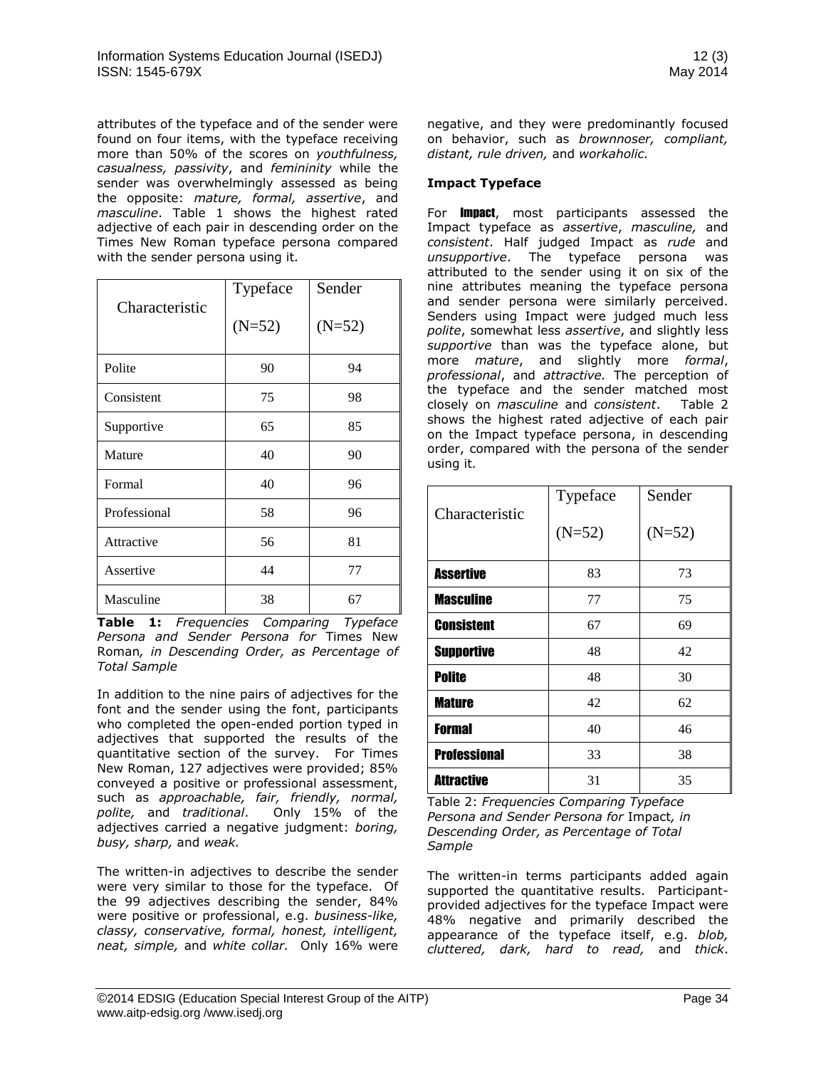attributes of the typeface and of the sender were found on four items, with the typeface receiving more than 50% of the scores on *youthfulness, casualness, passivity*, and *femininity* while the sender was overwhelmingly assessed as being the opposite: *mature, formal, assertive*, and *masculine*. Table 1 shows the highest rated adjective of each pair in descending order on the Times New Roman typeface persona compared with the sender persona using it.

| Characteristic | Typeface (N=52) | Sender (N=52) |
|---|---|---|
| Polite | 90 | 94 |
| Consistent | 75 | 98 |
| Supportive | 65 | 85 |
| Mature | 40 | 90 |
| Formal | 40 | 96 |
| Professional | 58 | 96 |
| Attractive | 56 | 81 |
| Assertive | 44 | 77 |
| Masculine | 38 | 67 |

**Table 1:** *Frequencies Comparing Typeface Persona and Sender Persona for* Times New Roman*, in Descending Order, as Percentage of Total Sample*

In addition to the nine pairs of adjectives for the font and the sender using the font, participants who completed the open-ended portion typed in adjectives that supported the results of the quantitative section of the survey. For Times New Roman, 127 adjectives were provided; 85% conveyed a positive or professional assessment, such as *approachable, fair, friendly, normal, polite,* and *traditional*. Only 15% of the adjectives carried a negative judgment: *boring, busy, sharp,* and *weak.*

The written-in adjectives to describe the sender were very similar to those for the typeface. Of the 99 adjectives describing the sender, 84% were positive or professional, e.g. *business-like, classy, conservative, formal, honest, intelligent, neat, simple,* and *white collar.* Only 16% were negative, and they were predominantly focused on behavior, such as *brownnoser, compliant, distant, rule driven,* and *workaholic.*

**Impact Typeface**

For **Impact**, most participants assessed the Impact typeface as *assertive*, *masculine,* and *consistent*. Half judged Impact as *rude* and *unsupportive*. The typeface persona was attributed to the sender using it on six of the nine attributes meaning the typeface persona and sender persona were similarly perceived. Senders using Impact were judged much less *polite*, somewhat less *assertive*, and slightly less *supportive* than was the typeface alone, but more *mature*, and slightly more *formal*, *professional*, and *attractive.* The perception of the typeface and the sender matched most closely on *masculine* and *consistent*. Table 2 shows the highest rated adjective of each pair on the Impact typeface persona, in descending order, compared with the persona of the sender using it.

| Characteristic | Typeface (N=52) | Sender (N=52) |
|---|---|---|
| **Assertive** | 83 | 73 |
| **Masculine** | 77 | 75 |
| **Consistent** | 67 | 69 |
| **Supportive** | 48 | 42 |
| **Polite** | 48 | 30 |
| **Mature** | 42 | 62 |
| **Formal** | 40 | 46 |
| **Professional** | 33 | 38 |
| **Attractive** | 31 | 35 |

Table 2: *Frequencies Comparing Typeface Persona and Sender Persona for* Impact*, in Descending Order, as Percentage of Total Sample*

The written-in terms participants added again supported the quantitative results. Participant-provided adjectives for the typeface Impact were 48% negative and primarily described the appearance of the typeface itself, e.g. *blob, cluttered, dark, hard to read,* and *thick*.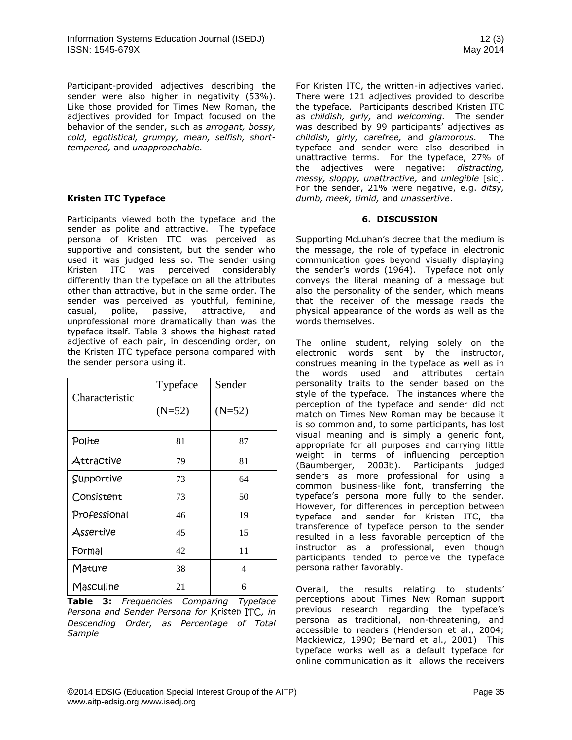Participant-provided adjectives describing the sender were also higher in negativity (53%). Like those provided for Times New Roman, the adjectives provided for Impact focused on the behavior of the sender, such as *arrogant, bossy, cold, egotistical, grumpy, mean, selfish, short-tempered,* and *unapproachable.*

**Kristen ITC Typeface**

Participants viewed both the typeface and the sender as polite and attractive. The typeface persona of Kristen ITC was perceived as supportive and consistent, but the sender who used it was judged less so. The sender using Kristen ITC was perceived considerably differently than the typeface on all the attributes other than attractive, but in the same order. The sender was perceived as youthful, feminine, casual, polite, passive, attractive, and unprofessional more dramatically than was the typeface itself. Table 3 shows the highest rated adjective of each pair, in descending order, on the Kristen ITC typeface persona compared with the sender persona using it.

| Characteristic | Typeface (N=52) | Sender (N=52) |
|---|---|---|
| Polite | 81 | 87 |
| Attractive | 79 | 81 |
| Supportive | 73 | 64 |
| Consistent | 73 | 50 |
| Professional | 46 | 19 |
| Assertive | 45 | 15 |
| Formal | 42 | 11 |
| Mature | 38 | 4 |
| Masculine | 21 | 6 |

**Table 3:** *Frequencies Comparing Typeface Persona and Sender Persona for Kristen ITC, in Descending Order, as Percentage of Total Sample*

For Kristen ITC, the written-in adjectives varied. There were 121 adjectives provided to describe the typeface. Participants described Kristen ITC as *childish, girly,* and *welcoming.* The sender was described by 99 participants' adjectives as *childish, girly, carefree,* and *glamorous.* The typeface and sender were also described in unattractive terms. For the typeface, 27% of the adjectives were negative: *distracting, messy, sloppy, unattractive,* and *unlegible* [sic]. For the sender, 21% were negative, e.g. *ditsy, dumb, meek, timid,* and *unassertive*.

## 6. DISCUSSION

Supporting McLuhan's decree that the medium is the message, the role of typeface in electronic communication goes beyond visually displaying the sender's words (1964). Typeface not only conveys the literal meaning of a message but also the personality of the sender, which means that the receiver of the message reads the physical appearance of the words as well as the words themselves.

The online student, relying solely on the electronic words sent by the instructor, construes meaning in the typeface as well as in the words used and attributes certain personality traits to the sender based on the style of the typeface. The instances where the perception of the typeface and sender did not match on Times New Roman may be because it is so common and, to some participants, has lost visual meaning and is simply a generic font, appropriate for all purposes and carrying little weight in terms of influencing perception (Baumberger, 2003b). Participants judged senders as more professional for using a common business-like font, transferring the typeface's persona more fully to the sender. However, for differences in perception between typeface and sender for Kristen ITC, the transference of typeface person to the sender resulted in a less favorable perception of the instructor as a professional, even though participants tended to perceive the typeface persona rather favorably.

Overall, the results relating to students' perceptions about Times New Roman support previous research regarding the typeface's persona as traditional, non-threatening, and accessible to readers (Henderson et al., 2004; Mackiewicz, 1990; Bernard et al., 2001) This typeface works well as a default typeface for online communication as it allows the receivers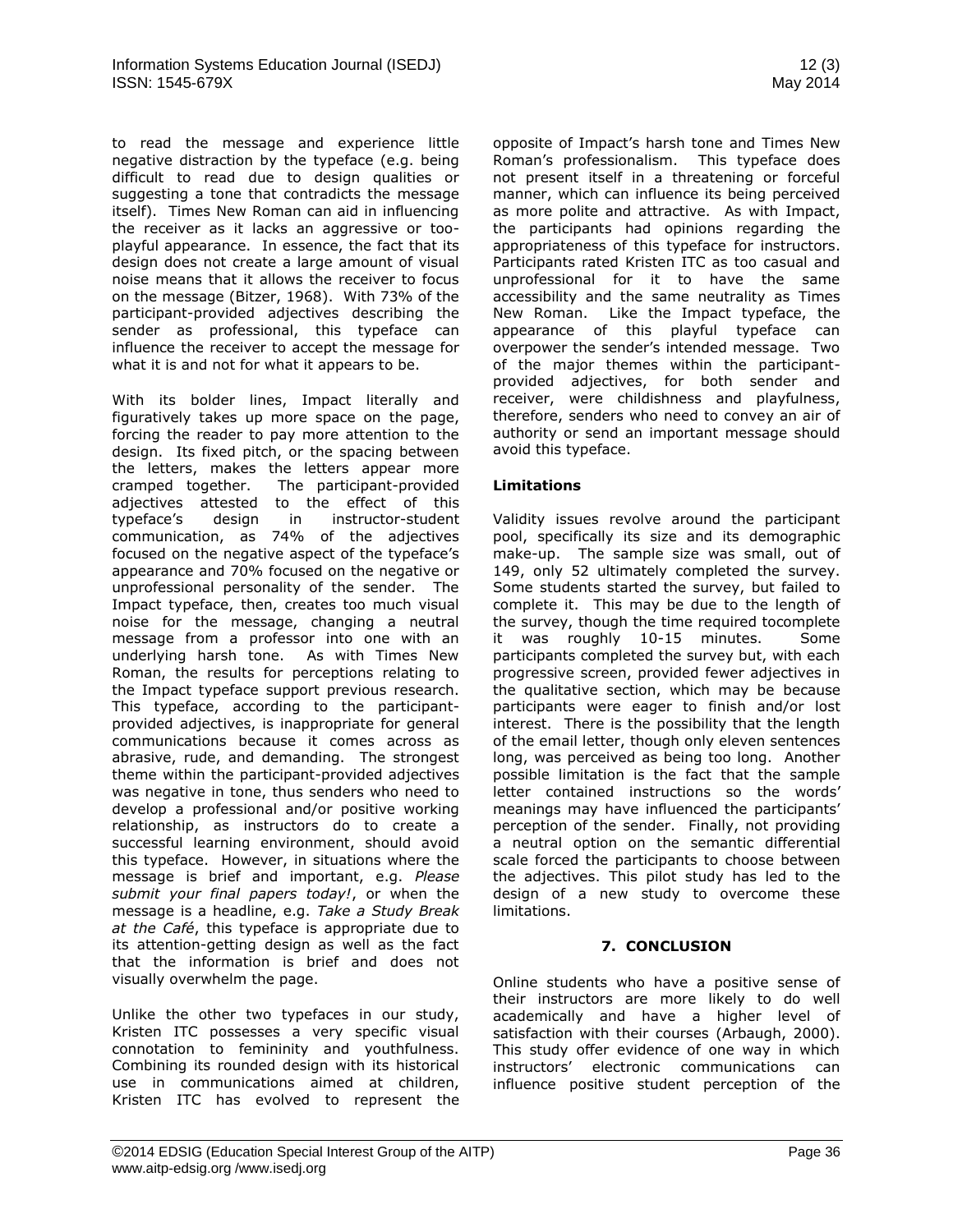to read the message and experience little negative distraction by the typeface (e.g. being difficult to read due to design qualities or suggesting a tone that contradicts the message itself). Times New Roman can aid in influencing the receiver as it lacks an aggressive or too-playful appearance. In essence, the fact that its design does not create a large amount of visual noise means that it allows the receiver to focus on the message (Bitzer, 1968). With 73% of the participant-provided adjectives describing the sender as professional, this typeface can influence the receiver to accept the message for what it is and not for what it appears to be.

With its bolder lines, Impact literally and figuratively takes up more space on the page, forcing the reader to pay more attention to the design. Its fixed pitch, or the spacing between the letters, makes the letters appear more cramped together. The participant-provided adjectives attested to the effect of this typeface's design in instructor-student communication, as 74% of the adjectives focused on the negative aspect of the typeface's appearance and 70% focused on the negative or unprofessional personality of the sender. The Impact typeface, then, creates too much visual noise for the message, changing a neutral message from a professor into one with an underlying harsh tone. As with Times New Roman, the results for perceptions relating to the Impact typeface support previous research. This typeface, according to the participant-provided adjectives, is inappropriate for general communications because it comes across as abrasive, rude, and demanding. The strongest theme within the participant-provided adjectives was negative in tone, thus senders who need to develop a professional and/or positive working relationship, as instructors do to create a successful learning environment, should avoid this typeface. However, in situations where the message is brief and important, e.g. *Please submit your final papers today!*, or when the message is a headline, e.g. *Take a Study Break at the Café*, this typeface is appropriate due to its attention-getting design as well as the fact that the information is brief and does not visually overwhelm the page.

Unlike the other two typefaces in our study, Kristen ITC possesses a very specific visual connotation to femininity and youthfulness. Combining its rounded design with its historical use in communications aimed at children, Kristen ITC has evolved to represent the opposite of Impact's harsh tone and Times New Roman's professionalism. This typeface does not present itself in a threatening or forceful manner, which can influence its being perceived as more polite and attractive. As with Impact, the participants had opinions regarding the appropriateness of this typeface for instructors. Participants rated Kristen ITC as too casual and unprofessional for it to have the same accessibility and the same neutrality as Times New Roman. Like the Impact typeface, the appearance of this playful typeface can overpower the sender's intended message. Two of the major themes within the participant-provided adjectives, for both sender and receiver, were childishness and playfulness, therefore, senders who need to convey an air of authority or send an important message should avoid this typeface.

**Limitations**

Validity issues revolve around the participant pool, specifically its size and its demographic make-up. The sample size was small, out of 149, only 52 ultimately completed the survey. Some students started the survey, but failed to complete it. This may be due to the length of the survey, though the time required tocomplete it was roughly 10-15 minutes. Some participants completed the survey but, with each progressive screen, provided fewer adjectives in the qualitative section, which may be because participants were eager to finish and/or lost interest. There is the possibility that the length of the email letter, though only eleven sentences long, was perceived as being too long. Another possible limitation is the fact that the sample letter contained instructions so the words' meanings may have influenced the participants' perception of the sender. Finally, not providing a neutral option on the semantic differential scale forced the participants to choose between the adjectives. This pilot study has led to the design of a new study to overcome these limitations.

## 7. CONCLUSION

Online students who have a positive sense of their instructors are more likely to do well academically and have a higher level of satisfaction with their courses (Arbaugh, 2000). This study offer evidence of one way in which instructors' electronic communications can influence positive student perception of the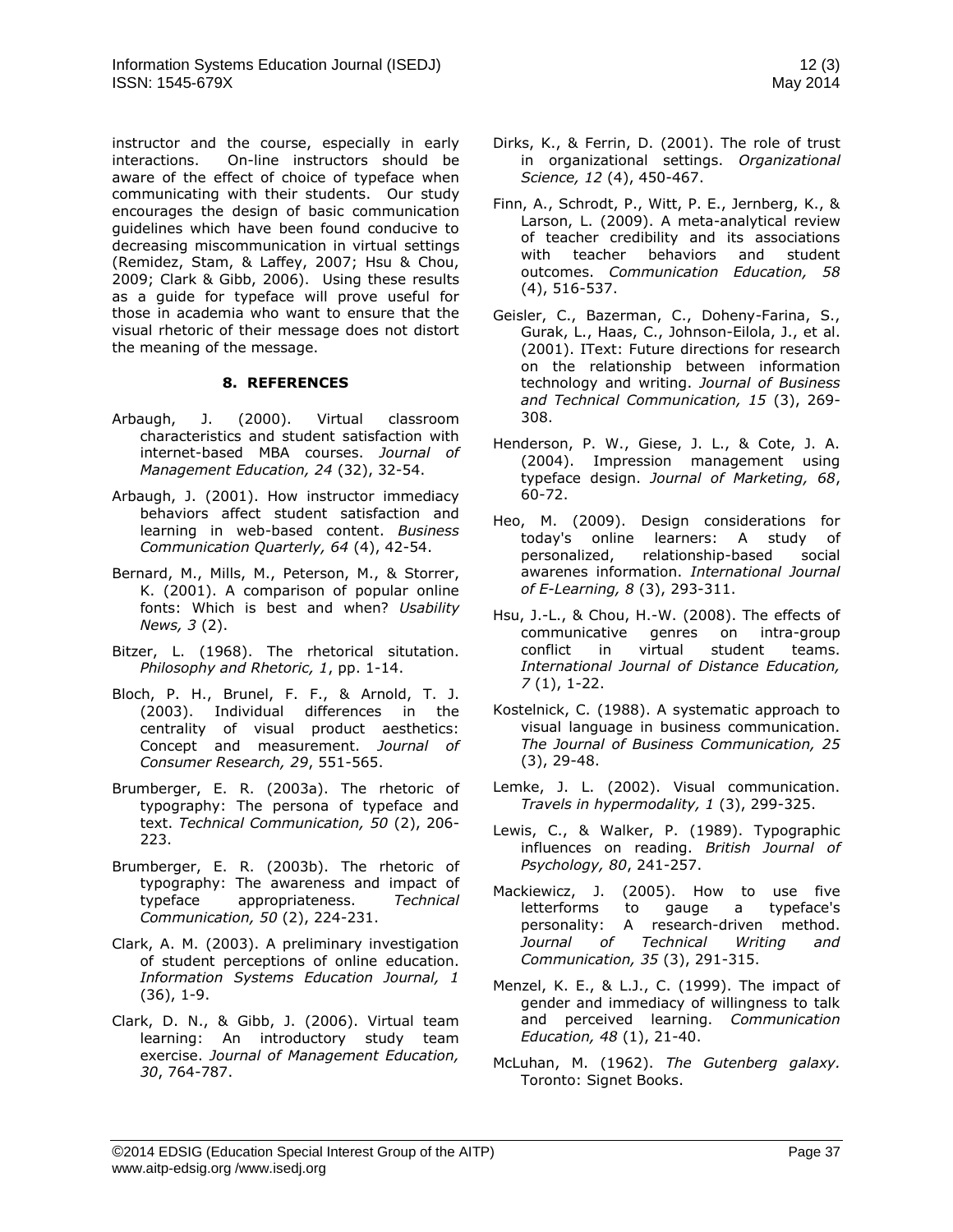instructor and the course, especially in early interactions. On-line instructors should be aware of the effect of choice of typeface when communicating with their students. Our study encourages the design of basic communication guidelines which have been found conducive to decreasing miscommunication in virtual settings (Remidez, Stam, & Laffey, 2007; Hsu & Chou, 2009; Clark & Gibb, 2006). Using these results as a guide for typeface will prove useful for those in academia who want to ensure that the visual rhetoric of their message does not distort the meaning of the message.

## 8. REFERENCES

Arbaugh, J. (2000). Virtual classroom characteristics and student satisfaction with internet-based MBA courses. *Journal of Management Education, 24* (32), 32-54.

Arbaugh, J. (2001). How instructor immediacy behaviors affect student satisfaction and learning in web-based content. *Business Communication Quarterly, 64* (4), 42-54.

Bernard, M., Mills, M., Peterson, M., & Storrer, K. (2001). A comparison of popular online fonts: Which is best and when? *Usability News, 3* (2).

Bitzer, L. (1968). The rhetorical situtation. *Philosophy and Rhetoric, 1*, pp. 1-14.

Bloch, P. H., Brunel, F. F., & Arnold, T. J. (2003). Individual differences in the centrality of visual product aesthetics: Concept and measurement. *Journal of Consumer Research, 29*, 551-565.

Brumberger, E. R. (2003a). The rhetoric of typography: The persona of typeface and text. *Technical Communication, 50* (2), 206-223.

Brumberger, E. R. (2003b). The rhetoric of typography: The awareness and impact of typeface appropriateness. *Technical Communication, 50* (2), 224-231.

Clark, A. M. (2003). A preliminary investigation of student perceptions of online education. *Information Systems Education Journal, 1* (36), 1-9.

Clark, D. N., & Gibb, J. (2006). Virtual team learning: An introductory study team exercise. *Journal of Management Education, 30*, 764-787.

Dirks, K., & Ferrin, D. (2001). The role of trust in organizational settings. *Organizational Science, 12* (4), 450-467.

Finn, A., Schrodt, P., Witt, P. E., Jernberg, K., & Larson, L. (2009). A meta-analytical review of teacher credibility and its associations with teacher behaviors and student outcomes. *Communication Education, 58* (4), 516-537.

Geisler, C., Bazerman, C., Doheny-Farina, S., Gurak, L., Haas, C., Johnson-Eilola, J., et al. (2001). IText: Future directions for research on the relationship between information technology and writing. *Journal of Business and Technical Communication, 15* (3), 269-308.

Henderson, P. W., Giese, J. L., & Cote, J. A. (2004). Impression management using typeface design. *Journal of Marketing, 68*, 60-72.

Heo, M. (2009). Design considerations for today's online learners: A study of personalized, relationship-based social awarenes information. *International Journal of E-Learning, 8* (3), 293-311.

Hsu, J.-L., & Chou, H.-W. (2008). The effects of communicative genres on intra-group conflict in virtual student teams. *International Journal of Distance Education, 7* (1), 1-22.

Kostelnick, C. (1988). A systematic approach to visual language in business communication. *The Journal of Business Communication, 25* (3), 29-48.

Lemke, J. L. (2002). Visual communication. *Travels in hypermodality, 1* (3), 299-325.

Lewis, C., & Walker, P. (1989). Typographic influences on reading. *British Journal of Psychology, 80*, 241-257.

Mackiewicz, J. (2005). How to use five letterforms to gauge a typeface's personality: A research-driven method. *Journal of Technical Writing and Communication, 35* (3), 291-315.

Menzel, K. E., & L.J., C. (1999). The impact of gender and immediacy of willingness to talk and perceived learning. *Communication Education, 48* (1), 21-40.

McLuhan, M. (1962). *The Gutenberg galaxy.* Toronto: Signet Books.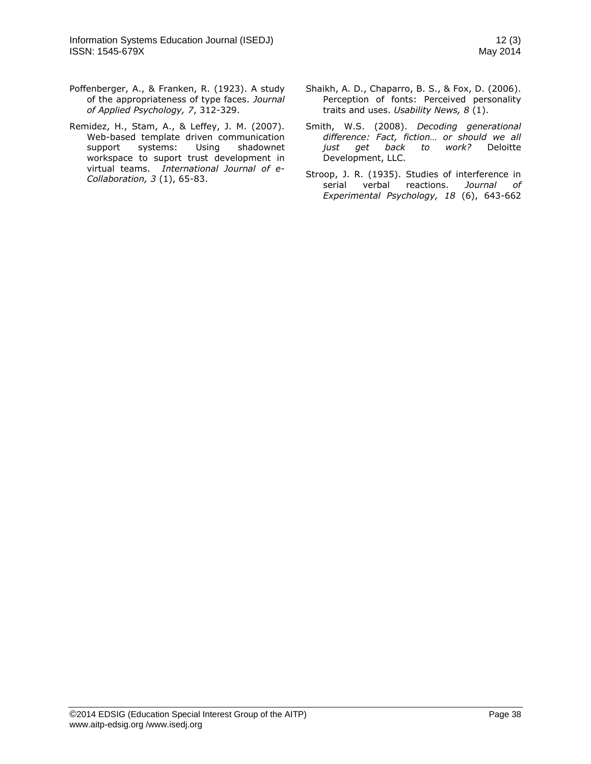Poffenberger, A., & Franken, R. (1923). A study of the appropriateness of type faces. *Journal of Applied Psychology, 7*, 312-329.

Remidez, H., Stam, A., & Leffey, J. M. (2007). Web-based template driven communication support systems: Using shadownet workspace to suport trust development in virtual teams. *International Journal of e-Collaboration, 3* (1), 65-83.

Shaikh, A. D., Chaparro, B. S., & Fox, D. (2006). Perception of fonts: Perceived personality traits and uses. *Usability News, 8* (1).

Smith, W.S. (2008). *Decoding generational difference: Fact, fiction… or should we all just get back to work?* Deloitte Development, LLC.

Stroop, J. R. (1935). Studies of interference in serial verbal reactions. *Journal of Experimental Psychology, 18* (6), 643-662